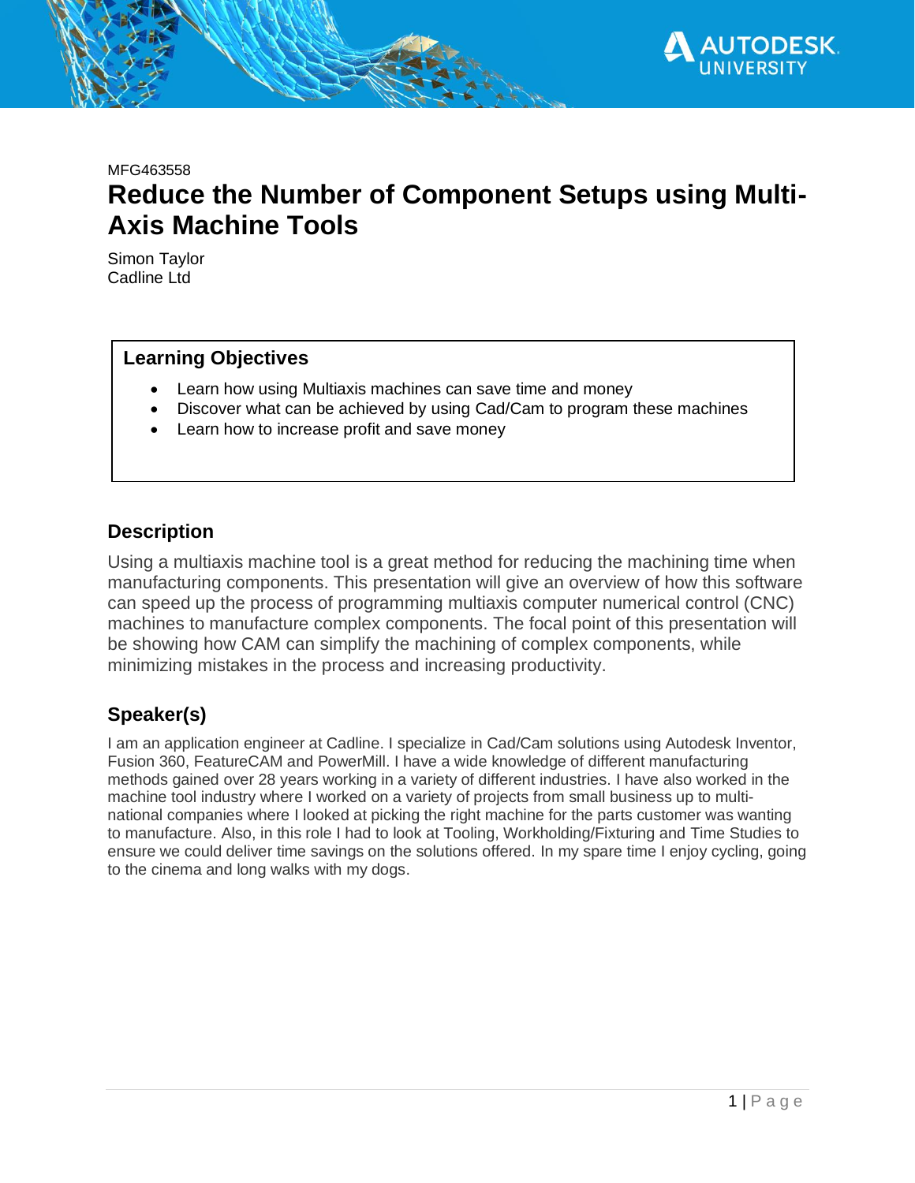MFG463558

# Reduce the Number of Component Setups using Multi-Axis Machine Tools

Simon Taylor
Cadline Ltd

## Learning Objectives

- Learn how using Multiaxis machines can save time and money
- Discover what can be achieved by using Cad/Cam to program these machines
- Learn how to increase profit and save money

## Description

Using a multiaxis machine tool is a great method for reducing the machining time when manufacturing components. This presentation will give an overview of how this software can speed up the process of programming multiaxis computer numerical control (CNC) machines to manufacture complex components. The focal point of this presentation will be showing how CAM can simplify the machining of complex components, while minimizing mistakes in the process and increasing productivity.

## Speaker(s)

I am an application engineer at Cadline. I specialize in Cad/Cam solutions using Autodesk Inventor, Fusion 360, FeatureCAM and PowerMill. I have a wide knowledge of different manufacturing methods gained over 28 years working in a variety of different industries. I have also worked in the machine tool industry where I worked on a variety of projects from small business up to multi-national companies where I looked at picking the right machine for the parts customer was wanting to manufacture. Also, in this role I had to look at Tooling, Workholding/Fixturing and Time Studies to ensure we could deliver time savings on the solutions offered. In my spare time I enjoy cycling, going to the cinema and long walks with my dogs.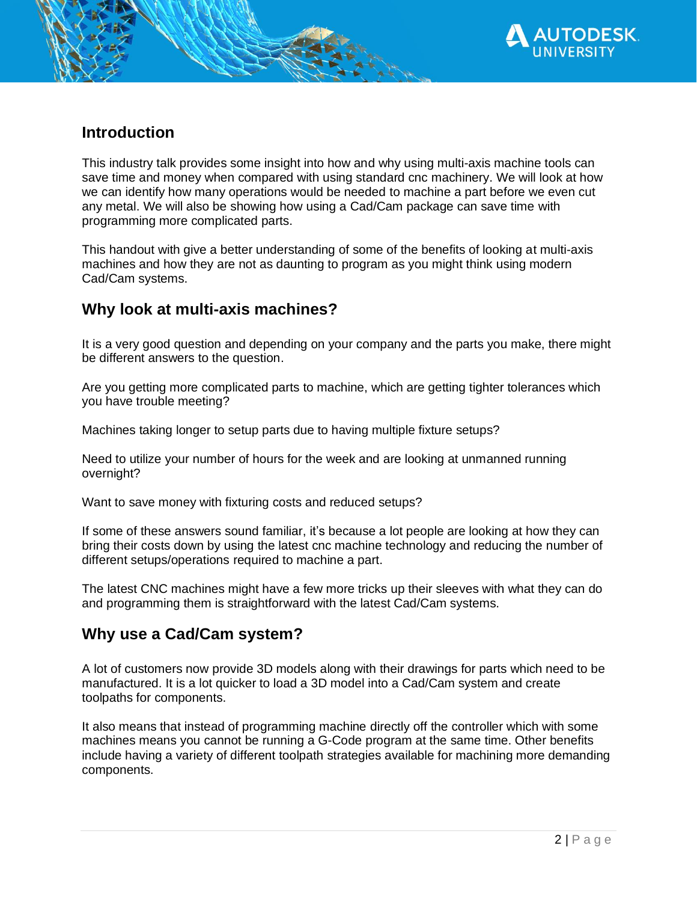## Introduction

This industry talk provides some insight into how and why using multi-axis machine tools can save time and money when compared with using standard cnc machinery. We will look at how we can identify how many operations would be needed to machine a part before we even cut any metal. We will also be showing how using a Cad/Cam package can save time with programming more complicated parts.

This handout with give a better understanding of some of the benefits of looking at multi-axis machines and how they are not as daunting to program as you might think using modern Cad/Cam systems.

## Why look at multi-axis machines?

It is a very good question and depending on your company and the parts you make, there might be different answers to the question.

Are you getting more complicated parts to machine, which are getting tighter tolerances which you have trouble meeting?

Machines taking longer to setup parts due to having multiple fixture setups?

Need to utilize your number of hours for the week and are looking at unmanned running overnight?

Want to save money with fixturing costs and reduced setups?

If some of these answers sound familiar, it's because a lot people are looking at how they can bring their costs down by using the latest cnc machine technology and reducing the number of different setups/operations required to machine a part.

The latest CNC machines might have a few more tricks up their sleeves with what they can do and programming them is straightforward with the latest Cad/Cam systems.

## Why use a Cad/Cam system?

A lot of customers now provide 3D models along with their drawings for parts which need to be manufactured. It is a lot quicker to load a 3D model into a Cad/Cam system and create toolpaths for components.

It also means that instead of programming machine directly off the controller which with some machines means you cannot be running a G-Code program at the same time. Other benefits include having a variety of different toolpath strategies available for machining more demanding components.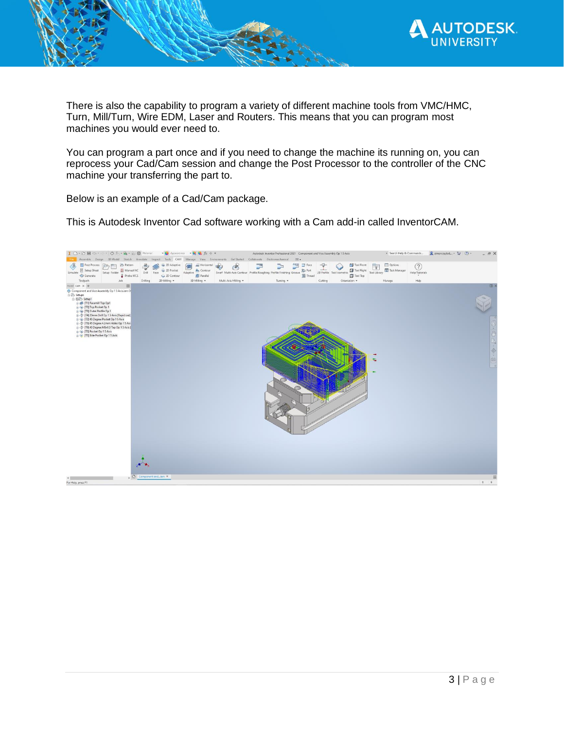There is also the capability to program a variety of different machine tools from VMC/HMC, Turn, Mill/Turn, Wire EDM, Laser and Routers. This means that you can program most machines you would ever need to.

You can program a part once and if you need to change the machine its running on, you can reprocess your Cad/Cam session and change the Post Processor to the controller of the CNC machine your transferring the part to.

Below is an example of a Cad/Cam package.

This is Autodesk Inventor Cad software working with a Cam add-in called InventorCAM.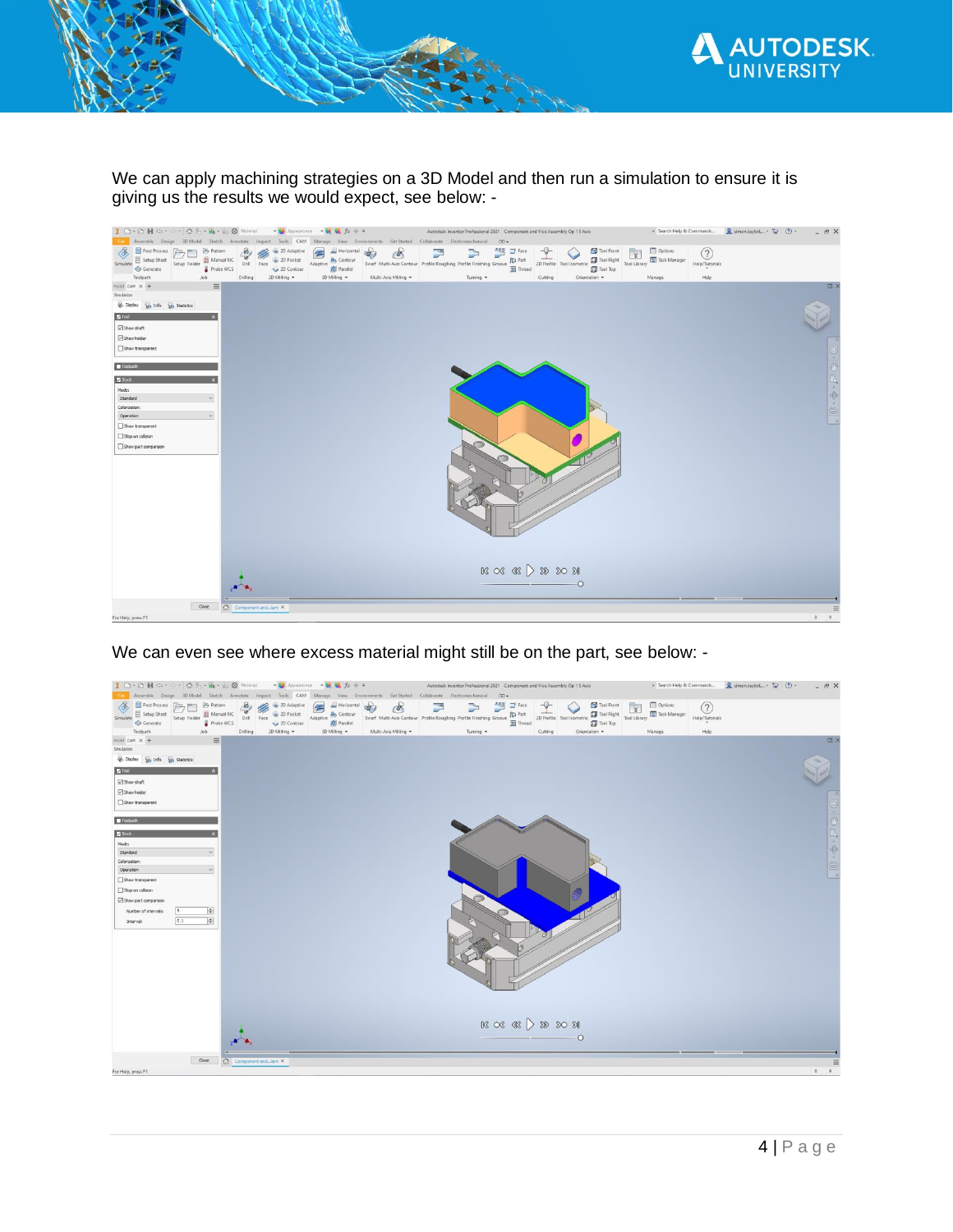We can apply machining strategies on a 3D Model and then run a simulation to ensure it is giving us the results we would expect, see below: -

We can even see where excess material might still be on the part, see below: -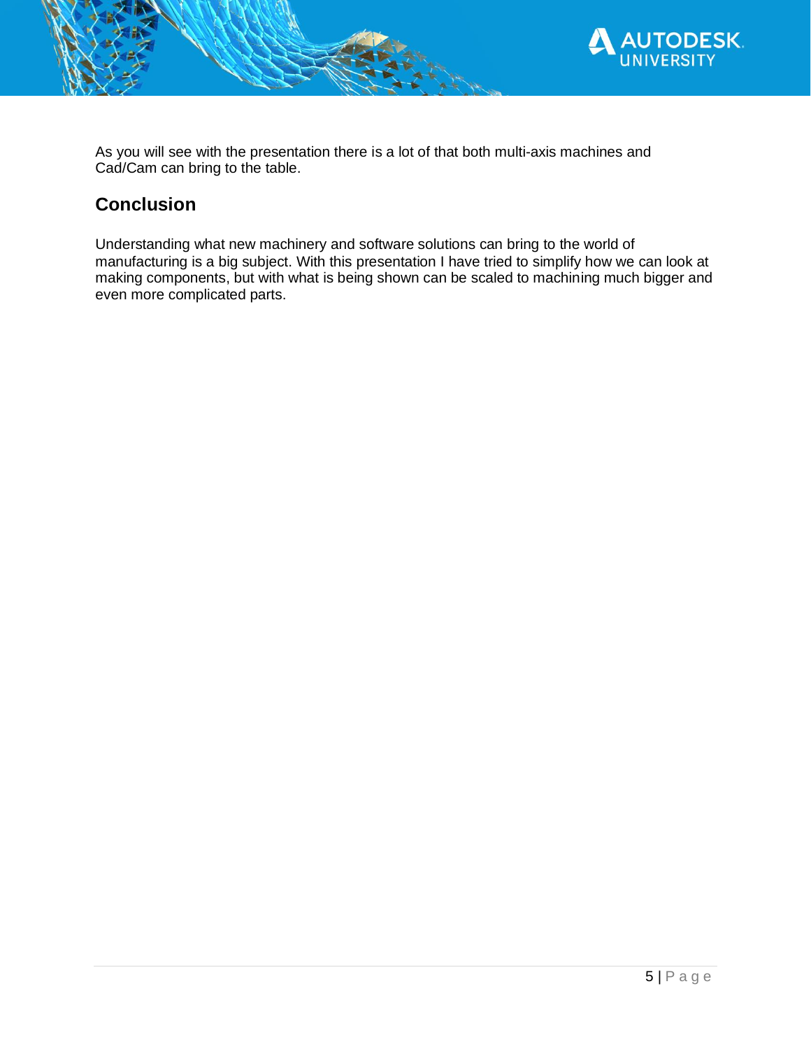As you will see with the presentation there is a lot of that both multi-axis machines and Cad/Cam can bring to the table.

## Conclusion

Understanding what new machinery and software solutions can bring to the world of manufacturing is a big subject. With this presentation I have tried to simplify how we can look at making components, but with what is being shown can be scaled to machining much bigger and even more complicated parts.